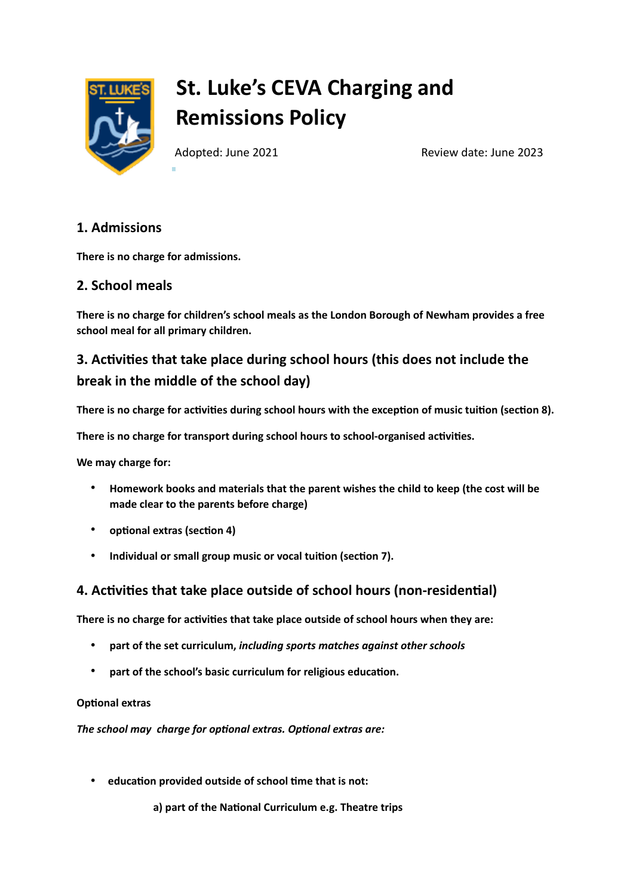# St. Luke's CEVA Charging and Remissions Policy

Adopted: June 2021 Review date: June 2023

## 1. Admissions

**There is no charge for admissions.**

## 2. School meals

**There is no charge for children's school meals as the London Borough of Newham provides a free school meal for all primary children.**

## 3. Activities that take place during school hours (this does not include the break in the middle of the school day)

**There is no charge for activities during school hours with the exception of music tuition (section 8).**

**There is no charge for transport during school hours to school-organised activities.**

**We may charge for:**

- **Homework books and materials that the parent wishes the child to keep (the cost will be made clear to the parents before charge)**
- **optional extras (section 4)**
- **Individual or small group music or vocal tuition (section 7).**

## 4. Activities that take place outside of school hours (non-residential)

**There is no charge for activities that take place outside of school hours when they are:**

- **part of the set curriculum, *including sports matches against other schools***
- **part of the school's basic curriculum for religious education.**

**Optional extras**

***The school may charge for optional extras. Optional extras are:***

- **education provided outside of school time that is not:**

  **a) part of the National Curriculum e.g. Theatre trips**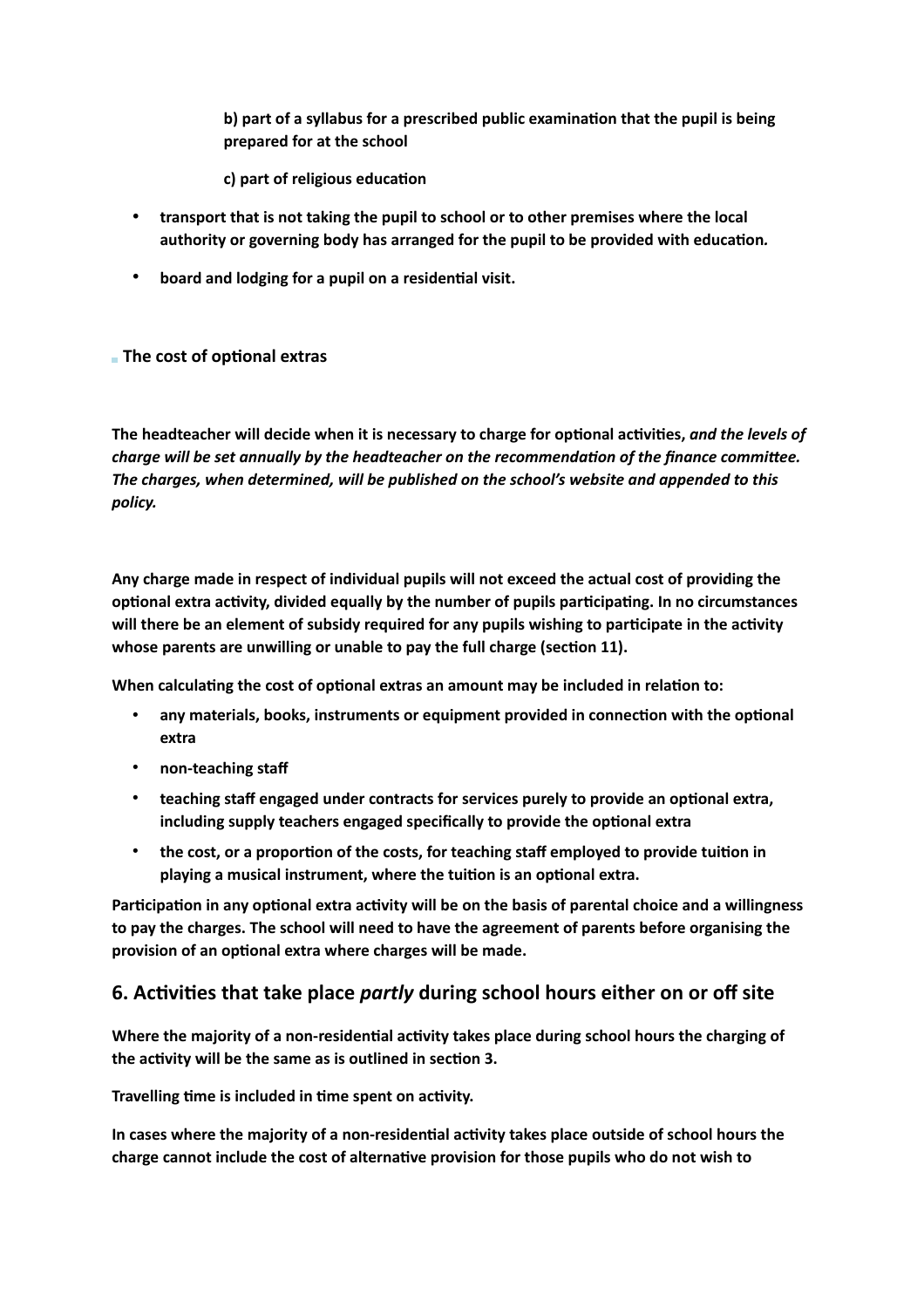b) part of a syllabus for a prescribed public examination that the pupil is being prepared for at the school

c) part of religious education

- transport that is not taking the pupil to school or to other premises where the local authority or governing body has arranged for the pupil to be provided with education.
- board and lodging for a pupil on a residential visit.

### The cost of optional extras

**The headteacher will decide when it is necessary to charge for optional activities, *and the levels of charge will be set annually by the headteacher on the recommendation of the finance committee. The charges, when determined, will be published on the school's website and appended to this policy.***

**Any charge made in respect of individual pupils will not exceed the actual cost of providing the optional extra activity, divided equally by the number of pupils participating. In no circumstances will there be an element of subsidy required for any pupils wishing to participate in the activity whose parents are unwilling or unable to pay the full charge (section 11).**

**When calculating the cost of optional extras an amount may be included in relation to:**

- **any materials, books, instruments or equipment provided in connection with the optional extra**
- **non-teaching staff**
- **teaching staff engaged under contracts for services purely to provide an optional extra, including supply teachers engaged specifically to provide the optional extra**
- **the cost, or a proportion of the costs, for teaching staff employed to provide tuition in playing a musical instrument, where the tuition is an optional extra.**

**Participation in any optional extra activity will be on the basis of parental choice and a willingness to pay the charges. The school will need to have the agreement of parents before organising the provision of an optional extra where charges will be made.**

## 6. Activities that take place *partly* during school hours either on or off site

**Where the majority of a non-residential activity takes place during school hours the charging of the activity will be the same as is outlined in section 3.**

**Travelling time is included in time spent on activity.**

**In cases where the majority of a non-residential activity takes place outside of school hours the charge cannot include the cost of alternative provision for those pupils who do not wish to**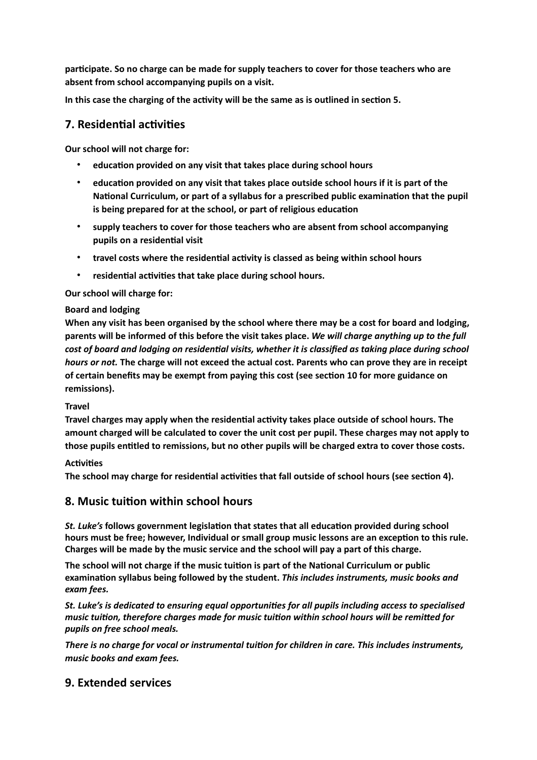**participate. So no charge can be made for supply teachers to cover for those teachers who are absent from school accompanying pupils on a visit.**

**In this case the charging of the activity will be the same as is outlined in section 5.**

## 7. Residential activities

**Our school will not charge for:**

- **education provided on any visit that takes place during school hours**
- **education provided on any visit that takes place outside school hours if it is part of the National Curriculum, or part of a syllabus for a prescribed public examination that the pupil is being prepared for at the school, or part of religious education**
- **supply teachers to cover for those teachers who are absent from school accompanying pupils on a residential visit**
- **travel costs where the residential activity is classed as being within school hours**
- **residential activities that take place during school hours.**

**Our school will charge for:**

**Board and lodging**
**When any visit has been organised by the school where there may be a cost for board and lodging, parents will be informed of this before the visit takes place.** ***We will charge anything up to the full cost of board and lodging on residential visits, whether it is classified as taking place during school hours or not.*** **The charge will not exceed the actual cost. Parents who can prove they are in receipt of certain benefits may be exempt from paying this cost (see section 10 for more guidance on remissions).**

**Travel**
**Travel charges may apply when the residential activity takes place outside of school hours. The amount charged will be calculated to cover the unit cost per pupil. These charges may not apply to those pupils entitled to remissions, but no other pupils will be charged extra to cover those costs.**

**Activities**
**The school may charge for residential activities that fall outside of school hours (see section 4).**

## 8. Music tuition within school hours

***St. Luke's*** **follows government legislation that states that all education provided during school hours must be free; however, Individual or small group music lessons are an exception to this rule. Charges will be made by the music service and the school will pay a part of this charge.**

**The school will not charge if the music tuition is part of the National Curriculum or public examination syllabus being followed by the student.** ***This includes instruments, music books and exam fees.***

***St. Luke's is dedicated to ensuring equal opportunities for all pupils including access to specialised music tuition, therefore charges made for music tuition within school hours will be remitted for pupils on free school meals.***

***There is no charge for vocal or instrumental tuition for children in care. This includes instruments, music books and exam fees.***

## 9. Extended services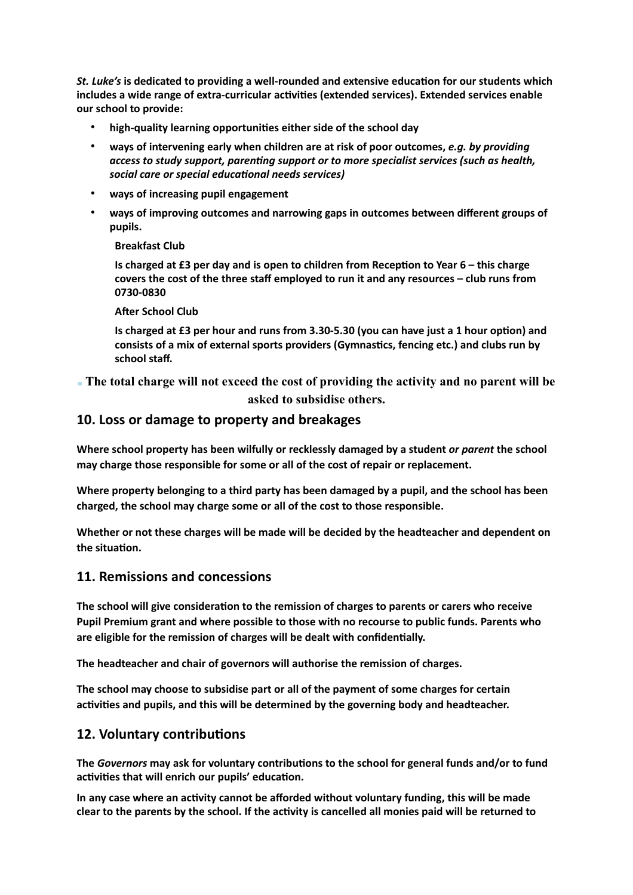**_St. Luke's_ is dedicated to providing a well-rounded and extensive education for our students which includes a wide range of extra-curricular activities (extended services). Extended services enable our school to provide:**

- **high-quality learning opportunities either side of the school day**
- **ways of intervening early when children are at risk of poor outcomes, _e.g. by providing access to study support, parenting support or to more specialist services (such as health, social care or special educational needs services)_**
- **ways of increasing pupil engagement**
- **ways of improving outcomes and narrowing gaps in outcomes between different groups of pupils.**

  **Breakfast Club**

  **Is charged at £3 per day and is open to children from Reception to Year 6 – this charge covers the cost of the three staff employed to run it and any resources – club runs from 0730-0830**

  **After School Club**

  **Is charged at £3 per hour and runs from 3.30-5.30 (you can have just a 1 hour option) and consists of a mix of external sports providers (Gymnastics, fencing etc.) and clubs run by school staff.**

- **The total charge will not exceed the cost of providing the activity and no parent will be asked to subsidise others.**

## 10. Loss or damage to property and breakages

**Where school property has been wilfully or recklessly damaged by a student _or parent_ the school may charge those responsible for some or all of the cost of repair or replacement.**

**Where property belonging to a third party has been damaged by a pupil, and the school has been charged, the school may charge some or all of the cost to those responsible.**

**Whether or not these charges will be made will be decided by the headteacher and dependent on the situation.**

## 11. Remissions and concessions

**The school will give consideration to the remission of charges to parents or carers who receive Pupil Premium grant and where possible to those with no recourse to public funds. Parents who are eligible for the remission of charges will be dealt with confidentially.**

**The headteacher and chair of governors will authorise the remission of charges.**

**The school may choose to subsidise part or all of the payment of some charges for certain activities and pupils, and this will be determined by the governing body and headteacher.**

## 12. Voluntary contributions

**The _Governors_ may ask for voluntary contributions to the school for general funds and/or to fund activities that will enrich our pupils' education.**

**In any case where an activity cannot be afforded without voluntary funding, this will be made clear to the parents by the school. If the activity is cancelled all monies paid will be returned to**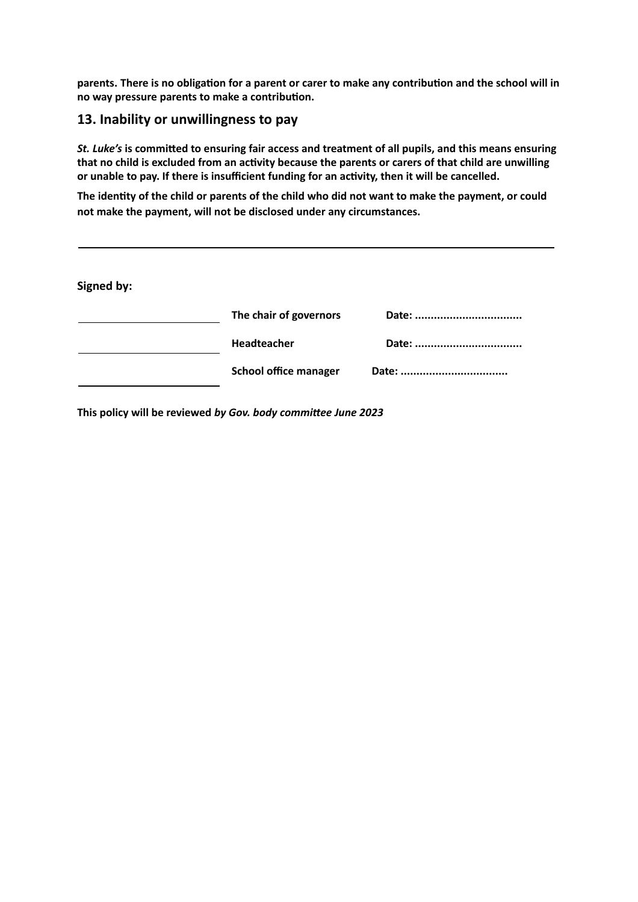**parents. There is no obligation for a parent or carer to make any contribution and the school will in no way pressure parents to make a contribution.**

## 13. Inability or unwillingness to pay

***St. Luke's* is committed to ensuring fair access and treatment of all pupils, and this means ensuring that no child is excluded from an activity because the parents or carers of that child are unwilling or unable to pay. If there is insufficient funding for an activity, then it will be cancelled.**

**The identity of the child or parents of the child who did not want to make the payment, or could not make the payment, will not be disclosed under any circumstances.**

---

**Signed by:**

| | | |
|---|---|---|
| ______________________ | **The chair of governors** | **Date: ..................................** |
| ______________________ | **Headteacher** | **Date: ..................................** |
| ______________________ | **School office manager** | **Date: ..................................** |

**This policy will be reviewed *by Gov. body committee June 2023***